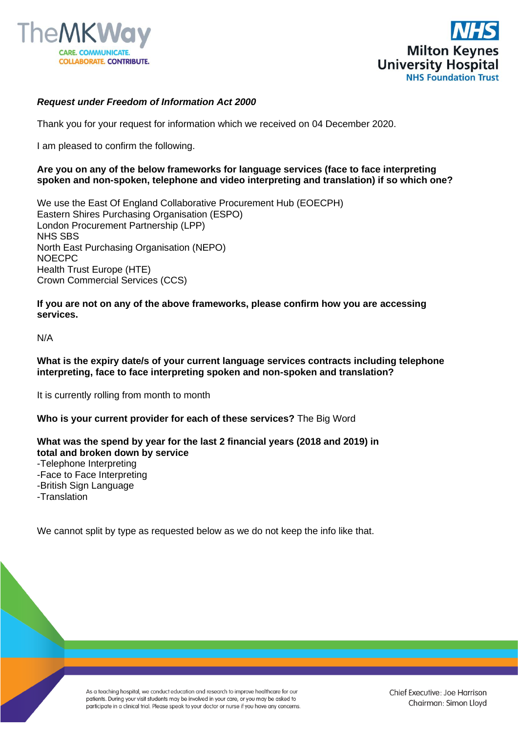*Request under Freedom of Information Act 2000*

Thank you for your request for information which we received on 04 December 2020.

I am pleased to confirm the following.

**Are you on any of the below frameworks for language services (face to face interpreting spoken and non-spoken, telephone and video interpreting and translation) if so which one?**

We use the East Of England Collaborative Procurement Hub (EOECPH)
Eastern Shires Purchasing Organisation (ESPO)
London Procurement Partnership (LPP)
NHS SBS
North East Purchasing Organisation (NEPO)
NOECPC
Health Trust Europe (HTE)
Crown Commercial Services (CCS)

**If you are not on any of the above frameworks, please confirm how you are accessing services.**

N/A

**What is the expiry date/s of your current language services contracts including telephone interpreting, face to face interpreting spoken and non-spoken and translation?**

It is currently rolling from month to month

**Who is your current provider for each of these services?** The Big Word

**What was the spend by year for the last 2 financial years (2018 and 2019) in total and broken down by service**
-Telephone Interpreting
-Face to Face Interpreting
-British Sign Language
-Translation

We cannot split by type as requested below as we do not keep the info like that.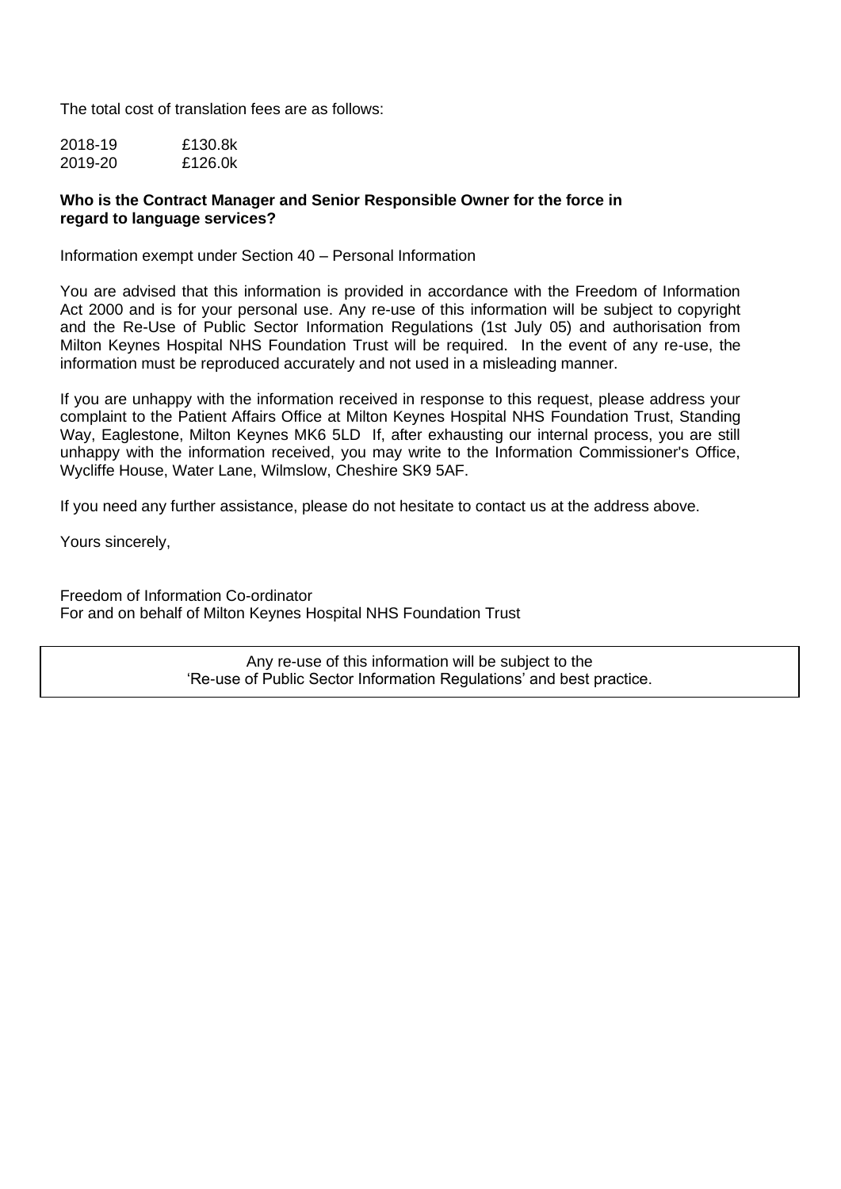The total cost of translation fees are as follows:

| | |
|---|---|
| 2018-19 | £130.8k |
| 2019-20 | £126.0k |

**Who is the Contract Manager and Senior Responsible Owner for the force in regard to language services?**

Information exempt under Section 40 – Personal Information

You are advised that this information is provided in accordance with the Freedom of Information Act 2000 and is for your personal use. Any re-use of this information will be subject to copyright and the Re-Use of Public Sector Information Regulations (1st July 05) and authorisation from Milton Keynes Hospital NHS Foundation Trust will be required. In the event of any re-use, the information must be reproduced accurately and not used in a misleading manner.

If you are unhappy with the information received in response to this request, please address your complaint to the Patient Affairs Office at Milton Keynes Hospital NHS Foundation Trust, Standing Way, Eaglestone, Milton Keynes MK6 5LD If, after exhausting our internal process, you are still unhappy with the information received, you may write to the Information Commissioner's Office, Wycliffe House, Water Lane, Wilmslow, Cheshire SK9 5AF.

If you need any further assistance, please do not hesitate to contact us at the address above.

Yours sincerely,

Freedom of Information Co-ordinator
For and on behalf of Milton Keynes Hospital NHS Foundation Trust

Any re-use of this information will be subject to the
'Re-use of Public Sector Information Regulations' and best practice.